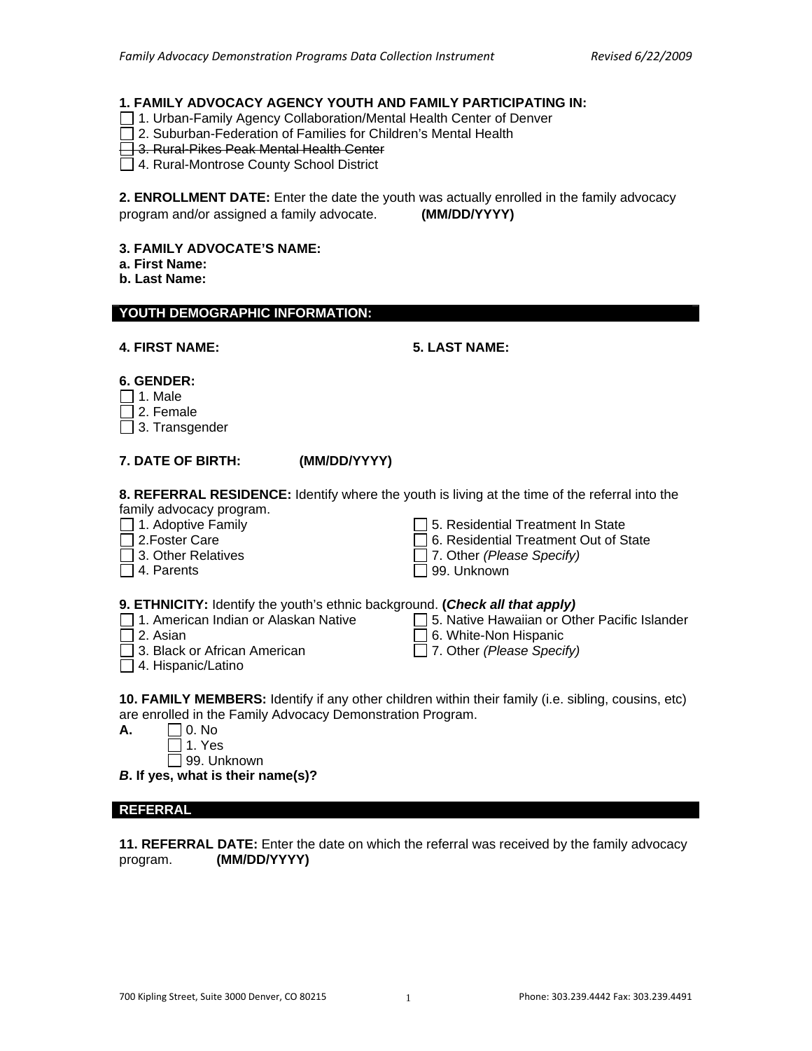**1. FAMILY ADVOCACY AGENCY YOUTH AND FAMILY PARTICIPATING IN:**

☐ 1. Urban-Family Agency Collaboration/Mental Health Center of Denver
☐ 2. Suburban-Federation of Families for Children's Mental Health
~~☐ 3. Rural-Pikes Peak Mental Health Center~~
☐ 4. Rural-Montrose County School District

**2. ENROLLMENT DATE:** Enter the date the youth was actually enrolled in the family advocacy program and/or assigned a family advocate. **(MM/DD/YYYY)**

**3. FAMILY ADVOCATE'S NAME:**
**a. First Name:**
**b. Last Name:**

## YOUTH DEMOGRAPHIC INFORMATION:

**4. FIRST NAME:**

**5. LAST NAME:**

**6. GENDER:**

☐ 1. Male
☐ 2. Female
☐ 3. Transgender

**7. DATE OF BIRTH:** **(MM/DD/YYYY)**

**8. REFERRAL RESIDENCE:** Identify where the youth is living at the time of the referral into the family advocacy program.

☐ 1. Adoptive Family
☐ 2.Foster Care
☐ 3. Other Relatives
☐ 4. Parents
☐ 5. Residential Treatment In State
☐ 6. Residential Treatment Out of State
☐ 7. Other *(Please Specify)*
☐ 99. Unknown

**9. ETHNICITY:** Identify the youth's ethnic background. **(*Check all that apply)***

☐ 1. American Indian or Alaskan Native
☐ 2. Asian
☐ 3. Black or African American
☐ 4. Hispanic/Latino
☐ 5. Native Hawaiian or Other Pacific Islander
☐ 6. White-Non Hispanic
☐ 7. Other *(Please Specify)*

**10. FAMILY MEMBERS:** Identify if any other children within their family (i.e. sibling, cousins, etc) are enrolled in the Family Advocacy Demonstration Program.

**A.** ☐ 0. No
☐ 1. Yes
☐ 99. Unknown

***B*. If yes, what is their name(s)?**

## REFERRAL

**11. REFERRAL DATE:** Enter the date on which the referral was received by the family advocacy program. **(MM/DD/YYYY)**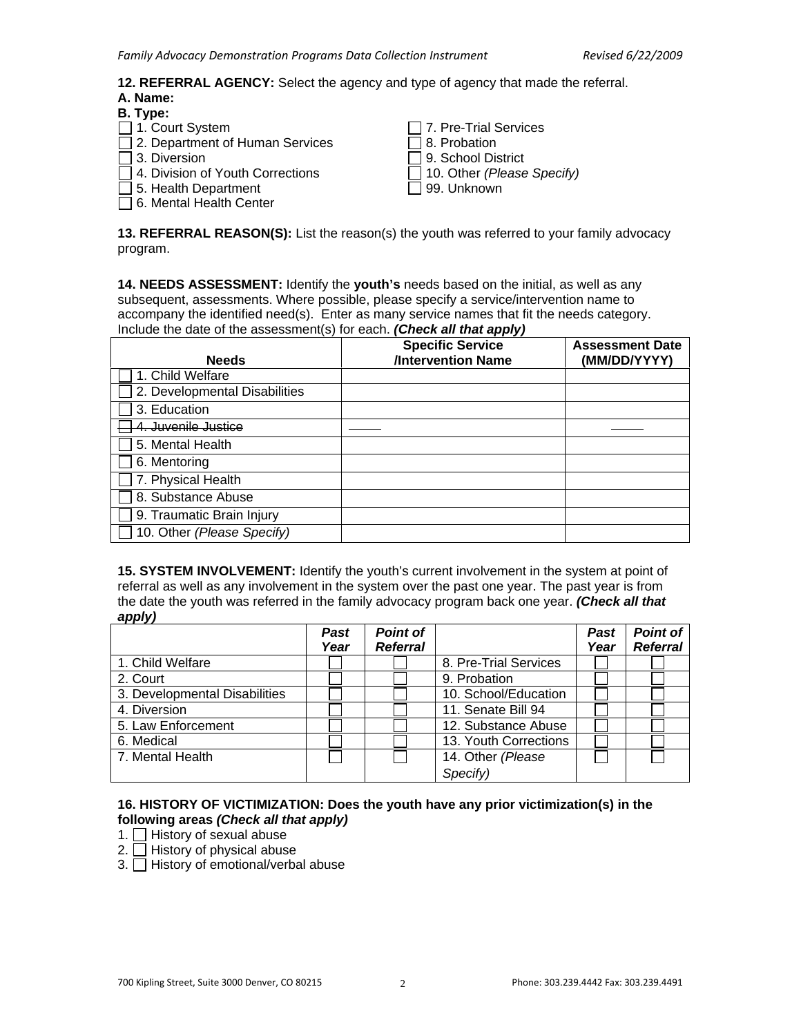**12. REFERRAL AGENCY:** Select the agency and type of agency that made the referral.

**A. Name:**

**B. Type:**

- ☐ 1. Court System
- ☐ 2. Department of Human Services
- ☐ 3. Diversion
- ☐ 4. Division of Youth Corrections
- ☐ 5. Health Department
- ☐ 6. Mental Health Center
- ☐ 7. Pre-Trial Services
- ☐ 8. Probation
- ☐ 9. School District
- ☐ 10. Other *(Please Specify)*
- ☐ 99. Unknown

**13. REFERRAL REASON(S):** List the reason(s) the youth was referred to your family advocacy program.

**14. NEEDS ASSESSMENT:** Identify the **youth's** needs based on the initial, as well as any subsequent, assessments. Where possible, please specify a service/intervention name to accompany the identified need(s). Enter as many service names that fit the needs category. Include the date of the assessment(s) for each. ***(Check all that apply)***

| Needs | Specific Service /Intervention Name | Assessment Date (MM/DD/YYYY) |
|---|---|---|
| ☐ 1. Child Welfare | | |
| ☐ 2. Developmental Disabilities | | |
| ☐ 3. Education | | |
| ☐ ~~4. Juvenile Justice~~ | ~~\_\_\_\_~~ | ~~\_\_\_\_~~ |
| ☐ 5. Mental Health | | |
| ☐ 6. Mentoring | | |
| ☐ 7. Physical Health | | |
| ☐ 8. Substance Abuse | | |
| ☐ 9. Traumatic Brain Injury | | |
| ☐ 10. Other *(Please Specify)* | | |

**15. SYSTEM INVOLVEMENT:** Identify the youth's current involvement in the system at point of referral as well as any involvement in the system over the past one year. The past year is from the date the youth was referred in the family advocacy program back one year. ***(Check all that apply)***

| | *Past Year* | *Point of Referral* | | *Past Year* | *Point of Referral* |
|---|---|---|---|---|---|
| 1. Child Welfare | ☐ | ☐ | 8. Pre-Trial Services | ☐ | ☐ |
| 2. Court | ☐ | ☐ | 9. Probation | ☐ | ☐ |
| 3. Developmental Disabilities | ☐ | ☐ | 10. School/Education | ☐ | ☐ |
| 4. Diversion | ☐ | ☐ | 11. Senate Bill 94 | ☐ | ☐ |
| 5. Law Enforcement | ☐ | ☐ | 12. Substance Abuse | ☐ | ☐ |
| 6. Medical | ☐ | ☐ | 13. Youth Corrections | ☐ | ☐ |
| 7. Mental Health | ☐ | ☐ | 14. Other *(Please Specify)* | ☐ | ☐ |

**16. HISTORY OF VICTIMIZATION: Does the youth have any prior victimization(s) in the following areas *(Check all that apply)***

1. ☐ History of sexual abuse
2. ☐ History of physical abuse
3. ☐ History of emotional/verbal abuse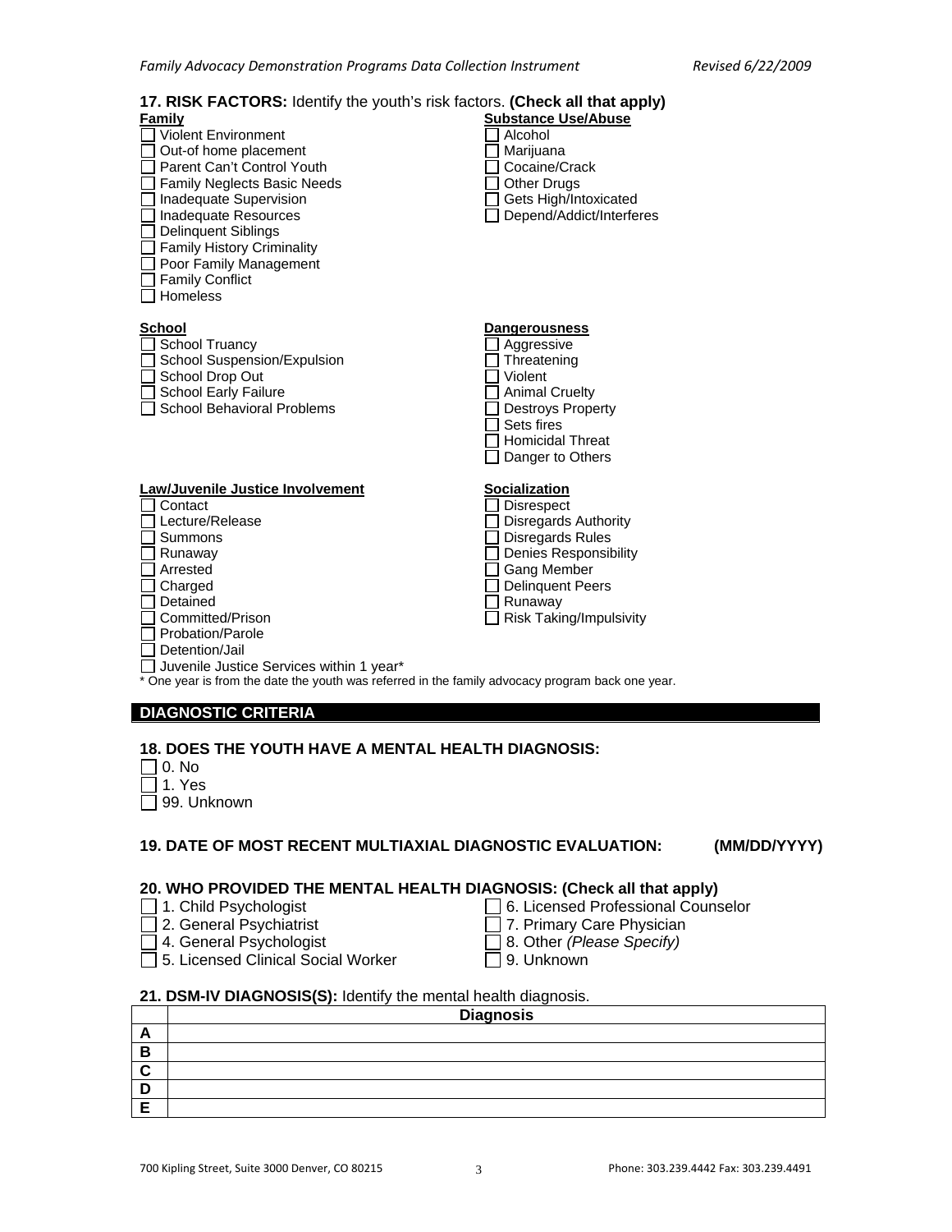**17. RISK FACTORS:** Identify the youth's risk factors. **(Check all that apply)**

**Family**
- ☐ Violent Environment
- ☐ Out-of home placement
- ☐ Parent Can't Control Youth
- ☐ Family Neglects Basic Needs
- ☐ Inadequate Supervision
- ☐ Inadequate Resources
- ☐ Delinquent Siblings
- ☐ Family History Criminality
- ☐ Poor Family Management
- ☐ Family Conflict
- ☐ Homeless

**Substance Use/Abuse**
- ☐ Alcohol
- ☐ Marijuana
- ☐ Cocaine/Crack
- ☐ Other Drugs
- ☐ Gets High/Intoxicated
- ☐ Depend/Addict/Interferes

**School**
- ☐ School Truancy
- ☐ School Suspension/Expulsion
- ☐ School Drop Out
- ☐ School Early Failure
- ☐ School Behavioral Problems

**Dangerousness**
- ☐ Aggressive
- ☐ Threatening
- ☐ Violent
- ☐ Animal Cruelty
- ☐ Destroys Property
- ☐ Sets fires
- ☐ Homicidal Threat
- ☐ Danger to Others

**Law/Juvenile Justice Involvement**
- ☐ Contact
- ☐ Lecture/Release
- ☐ Summons
- ☐ Runaway
- ☐ Arrested
- ☐ Charged
- ☐ Detained
- ☐ Committed/Prison
- ☐ Probation/Parole
- ☐ Detention/Jail
- ☐ Juvenile Justice Services within 1 year*

**Socialization**
- ☐ Disrespect
- ☐ Disregards Authority
- ☐ Disregards Rules
- ☐ Denies Responsibility
- ☐ Gang Member
- ☐ Delinquent Peers
- ☐ Runaway
- ☐ Risk Taking/Impulsivity

\* One year is from the date the youth was referred in the family advocacy program back one year.

## DIAGNOSTIC CRITERIA

**18. DOES THE YOUTH HAVE A MENTAL HEALTH DIAGNOSIS:**
- ☐ 0. No
- ☐ 1. Yes
- ☐ 99. Unknown

**19. DATE OF MOST RECENT MULTIAXIAL DIAGNOSTIC EVALUATION: (MM/DD/YYYY)**

**20. WHO PROVIDED THE MENTAL HEALTH DIAGNOSIS: (Check all that apply)**
- ☐ 1. Child Psychologist
- ☐ 2. General Psychiatrist
- ☐ 4. General Psychologist
- ☐ 5. Licensed Clinical Social Worker
- ☐ 6. Licensed Professional Counselor
- ☐ 7. Primary Care Physician
- ☐ 8. Other *(Please Specify)*
- ☐ 9. Unknown

**21. DSM-IV DIAGNOSIS(S):** Identify the mental health diagnosis.

| | Diagnosis |
|---|---|
| **A** | |
| **B** | |
| **C** | |
| **D** | |
| **E** | |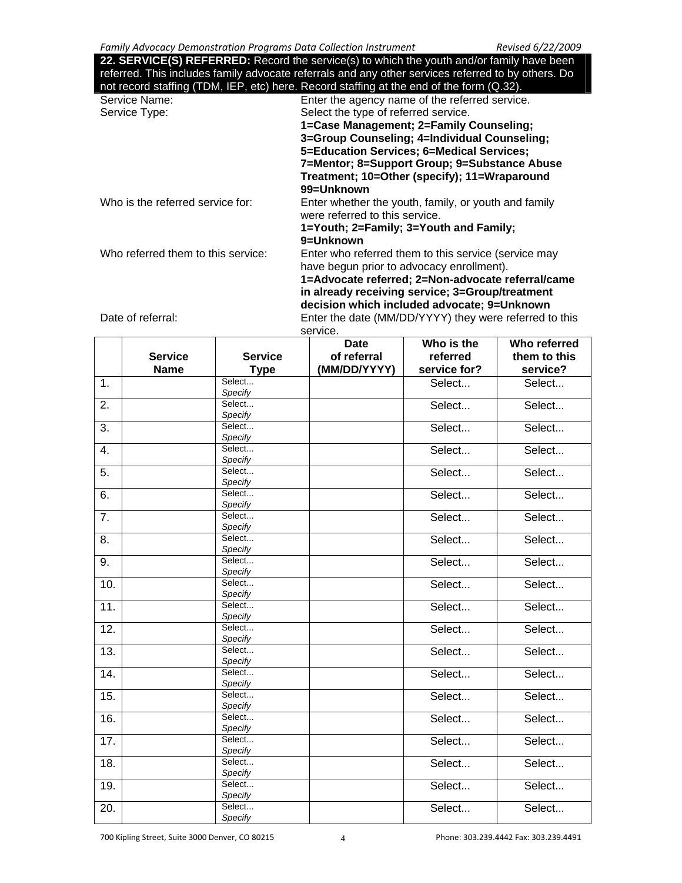**22. SERVICE(S) REFERRED:** Record the service(s) to which the youth and/or family have been referred. This includes family advocate referrals and any other services referred to by others. Do not record staffing (TDM, IEP, etc) here. Record staffing at the end of the form (Q.32).

Service Name: Enter the agency name of the referred service.

Service Type: Select the type of referred service.
**1=Case Management; 2=Family Counseling; 3=Group Counseling; 4=Individual Counseling; 5=Education Services; 6=Medical Services; 7=Mentor; 8=Support Group; 9=Substance Abuse Treatment; 10=Other (specify); 11=Wraparound 99=Unknown**

Who is the referred service for: Enter whether the youth, family, or youth and family were referred to this service.
**1=Youth; 2=Family; 3=Youth and Family; 9=Unknown**

Who referred them to this service: Enter who referred them to this service (service may have begun prior to advocacy enrollment).
**1=Advocate referred; 2=Non-advocate referral/came in already receiving service; 3=Group/treatment decision which included advocate; 9=Unknown**

Date of referral: Enter the date (MM/DD/YYYY) they were referred to this service.

| | Service Name | Service Type | Date of referral (MM/DD/YYYY) | Who is the referred service for? | Who referred them to this service? |
|---|---|---|---|---|---|
| 1. | | Select... *Specify* | | Select... | Select... |
| 2. | | Select... *Specify* | | Select... | Select... |
| 3. | | Select... *Specify* | | Select... | Select... |
| 4. | | Select... *Specify* | | Select... | Select... |
| 5. | | Select... *Specify* | | Select... | Select... |
| 6. | | Select... *Specify* | | Select... | Select... |
| 7. | | Select... *Specify* | | Select... | Select... |
| 8. | | Select... *Specify* | | Select... | Select... |
| 9. | | Select... *Specify* | | Select... | Select... |
| 10. | | Select... *Specify* | | Select... | Select... |
| 11. | | Select... *Specify* | | Select... | Select... |
| 12. | | Select... *Specify* | | Select... | Select... |
| 13. | | Select... *Specify* | | Select... | Select... |
| 14. | | Select... *Specify* | | Select... | Select... |
| 15. | | Select... *Specify* | | Select... | Select... |
| 16. | | Select... *Specify* | | Select... | Select... |
| 17. | | Select... *Specify* | | Select... | Select... |
| 18. | | Select... *Specify* | | Select... | Select... |
| 19. | | Select... *Specify* | | Select... | Select... |
| 20. | | Select... *Specify* | | Select... | Select... |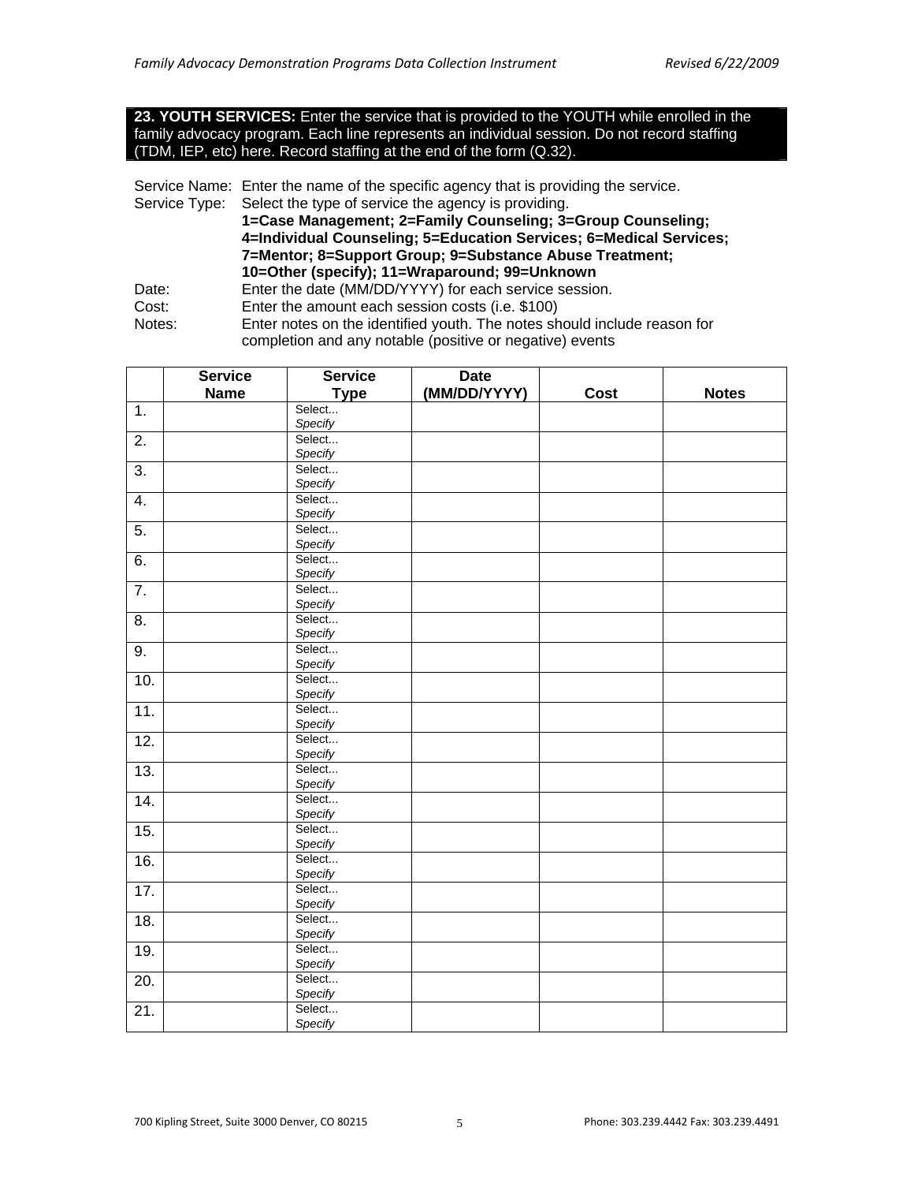**23. YOUTH SERVICES:** Enter the service that is provided to the YOUTH while enrolled in the family advocacy program. Each line represents an individual session. Do not record staffing (TDM, IEP, etc) here. Record staffing at the end of the form (Q.32).

Service Name: Enter the name of the specific agency that is providing the service.
Service Type: Select the type of service the agency is providing.
**1=Case Management; 2=Family Counseling; 3=Group Counseling; 4=Individual Counseling; 5=Education Services; 6=Medical Services; 7=Mentor; 8=Support Group; 9=Substance Abuse Treatment; 10=Other (specify); 11=Wraparound; 99=Unknown**
Date: Enter the date (MM/DD/YYYY) for each service session.
Cost: Enter the amount each session costs (i.e. $100)
Notes: Enter notes on the identified youth. The notes should include reason for completion and any notable (positive or negative) events

| | Service Name | Service Type | Date (MM/DD/YYYY) | Cost | Notes |
|---|---|---|---|---|---|
| 1. | | Select... *Specify* | | | |
| 2. | | Select... *Specify* | | | |
| 3. | | Select... *Specify* | | | |
| 4. | | Select... *Specify* | | | |
| 5. | | Select... *Specify* | | | |
| 6. | | Select... *Specify* | | | |
| 7. | | Select... *Specify* | | | |
| 8. | | Select... *Specify* | | | |
| 9. | | Select... *Specify* | | | |
| 10. | | Select... *Specify* | | | |
| 11. | | Select... *Specify* | | | |
| 12. | | Select... *Specify* | | | |
| 13. | | Select... *Specify* | | | |
| 14. | | Select... *Specify* | | | |
| 15. | | Select... *Specify* | | | |
| 16. | | Select... *Specify* | | | |
| 17. | | Select... *Specify* | | | |
| 18. | | Select... *Specify* | | | |
| 19. | | Select... *Specify* | | | |
| 20. | | Select... *Specify* | | | |
| 21. | | Select... *Specify* | | | |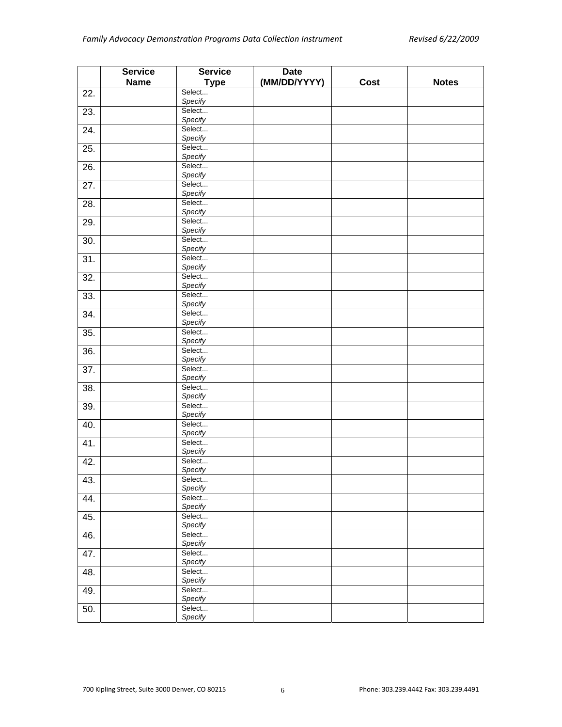|  | Service Name | Service Type | Date (MM/DD/YYYY) | Cost | Notes |
|---|---|---|---|---|---|
| 22. |  | Select... *Specify* |  |  |  |
| 23. |  | Select... *Specify* |  |  |  |
| 24. |  | Select... *Specify* |  |  |  |
| 25. |  | Select... *Specify* |  |  |  |
| 26. |  | Select... *Specify* |  |  |  |
| 27. |  | Select... *Specify* |  |  |  |
| 28. |  | Select... *Specify* |  |  |  |
| 29. |  | Select... *Specify* |  |  |  |
| 30. |  | Select... *Specify* |  |  |  |
| 31. |  | Select... *Specify* |  |  |  |
| 32. |  | Select... *Specify* |  |  |  |
| 33. |  | Select... *Specify* |  |  |  |
| 34. |  | Select... *Specify* |  |  |  |
| 35. |  | Select... *Specify* |  |  |  |
| 36. |  | Select... *Specify* |  |  |  |
| 37. |  | Select... *Specify* |  |  |  |
| 38. |  | Select... *Specify* |  |  |  |
| 39. |  | Select... *Specify* |  |  |  |
| 40. |  | Select... *Specify* |  |  |  |
| 41. |  | Select... *Specify* |  |  |  |
| 42. |  | Select... *Specify* |  |  |  |
| 43. |  | Select... *Specify* |  |  |  |
| 44. |  | Select... *Specify* |  |  |  |
| 45. |  | Select... *Specify* |  |  |  |
| 46. |  | Select... *Specify* |  |  |  |
| 47. |  | Select... *Specify* |  |  |  |
| 48. |  | Select... *Specify* |  |  |  |
| 49. |  | Select... *Specify* |  |  |  |
| 50. |  | Select... *Specify* |  |  |  |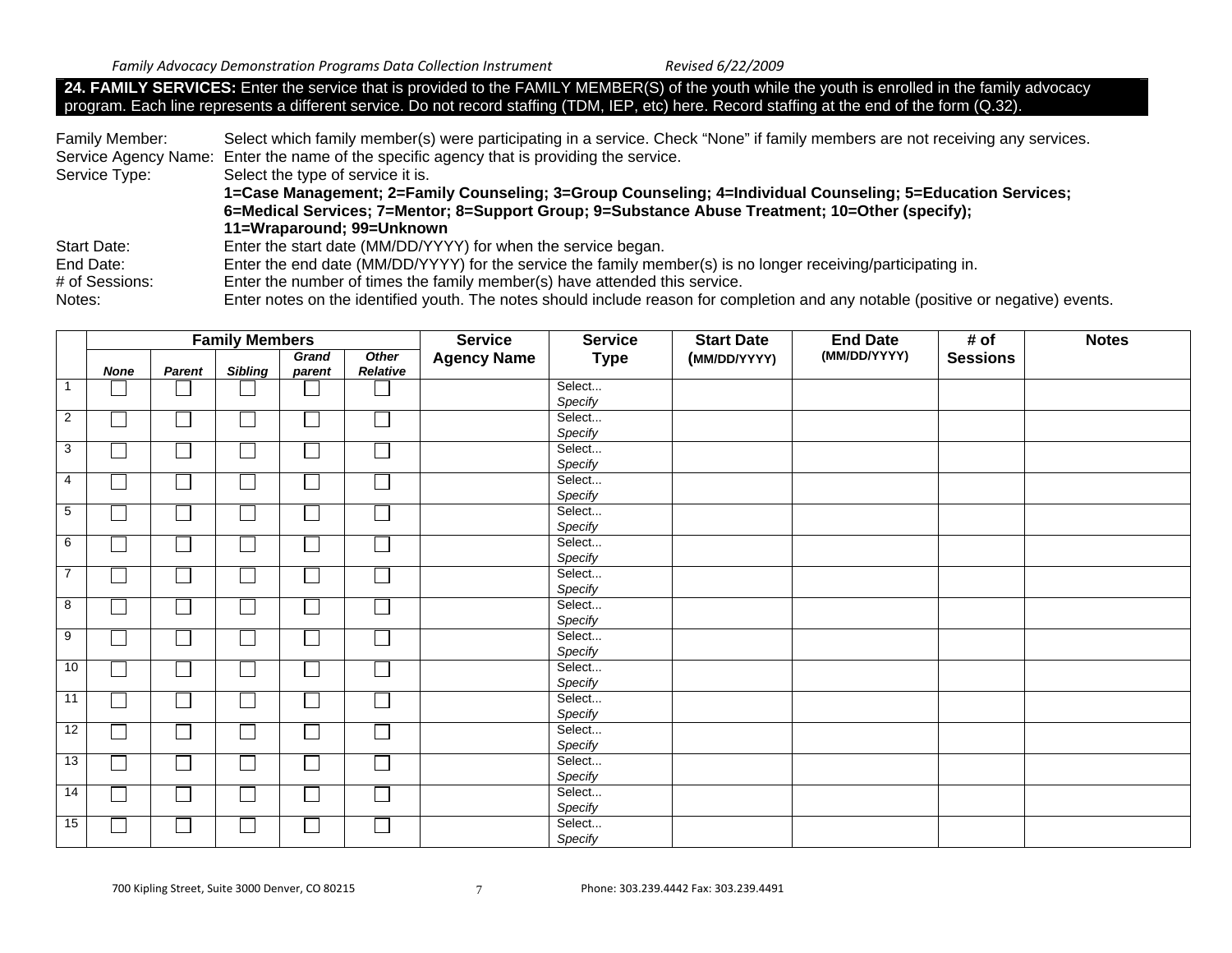**24. FAMILY SERVICES:** Enter the service that is provided to the FAMILY MEMBER(S) of the youth while the youth is enrolled in the family advocacy program. Each line represents a different service. Do not record staffing (TDM, IEP, etc) here. Record staffing at the end of the form (Q.32).

Family Member: Select which family member(s) were participating in a service. Check "None" if family members are not receiving any services.
Service Agency Name: Enter the name of the specific agency that is providing the service.
Service Type: Select the type of service it is.
**1=Case Management; 2=Family Counseling; 3=Group Counseling; 4=Individual Counseling; 5=Education Services; 6=Medical Services; 7=Mentor; 8=Support Group; 9=Substance Abuse Treatment; 10=Other (specify); 11=Wraparound; 99=Unknown**
Start Date: Enter the start date (MM/DD/YYYY) for when the service began.
End Date: Enter the end date (MM/DD/YYYY) for the service the family member(s) is no longer receiving/participating in.
\# of Sessions: Enter the number of times the family member(s) have attended this service.
Notes: Enter notes on the identified youth. The notes should include reason for completion and any notable (positive or negative) events.

| | **Family Members** | | | | | **Service Agency Name** | **Service Type** | **Start Date (MM/DD/YYYY)** | **End Date (MM/DD/YYYY)** | **# of Sessions** | **Notes** |
|---|---|---|---|---|---|---|---|---|---|---|---|
| | ***None*** | ***Parent*** | ***Sibling*** | ***Grand parent*** | ***Other Relative*** | | | | | | |
| 1 | ☐ | ☐ | ☐ | ☐ | ☐ | | Select... *Specify* | | | | |
| 2 | ☐ | ☐ | ☐ | ☐ | ☐ | | Select... *Specify* | | | | |
| 3 | ☐ | ☐ | ☐ | ☐ | ☐ | | Select... *Specify* | | | | |
| 4 | ☐ | ☐ | ☐ | ☐ | ☐ | | Select... *Specify* | | | | |
| 5 | ☐ | ☐ | ☐ | ☐ | ☐ | | Select... *Specify* | | | | |
| 6 | ☐ | ☐ | ☐ | ☐ | ☐ | | Select... *Specify* | | | | |
| 7 | ☐ | ☐ | ☐ | ☐ | ☐ | | Select... *Specify* | | | | |
| 8 | ☐ | ☐ | ☐ | ☐ | ☐ | | Select... *Specify* | | | | |
| 9 | ☐ | ☐ | ☐ | ☐ | ☐ | | Select... *Specify* | | | | |
| 10 | ☐ | ☐ | ☐ | ☐ | ☐ | | Select... *Specify* | | | | |
| 11 | ☐ | ☐ | ☐ | ☐ | ☐ | | Select... *Specify* | | | | |
| 12 | ☐ | ☐ | ☐ | ☐ | ☐ | | Select... *Specify* | | | | |
| 13 | ☐ | ☐ | ☐ | ☐ | ☐ | | Select... *Specify* | | | | |
| 14 | ☐ | ☐ | ☐ | ☐ | ☐ | | Select... *Specify* | | | | |
| 15 | ☐ | ☐ | ☐ | ☐ | ☐ | | Select... *Specify* | | | | |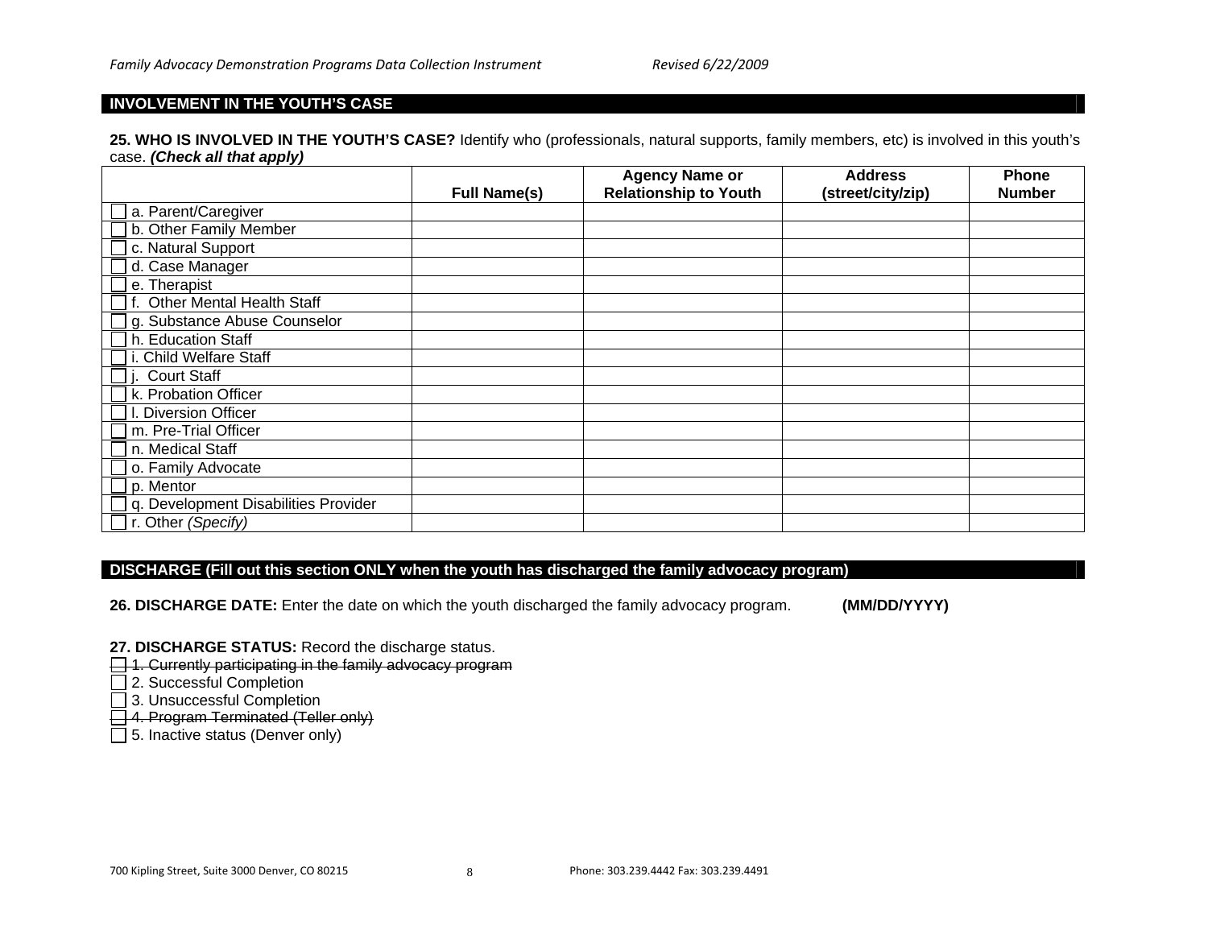## INVOLVEMENT IN THE YOUTH'S CASE

**25. WHO IS INVOLVED IN THE YOUTH'S CASE?** Identify who (professionals, natural supports, family members, etc) is involved in this youth's case. ***(Check all that apply)***

| | Full Name(s) | Agency Name or Relationship to Youth | Address (street/city/zip) | Phone Number |
|---|---|---|---|---|
| ☐ a. Parent/Caregiver | | | | |
| ☐ b. Other Family Member | | | | |
| ☐ c. Natural Support | | | | |
| ☐ d. Case Manager | | | | |
| ☐ e. Therapist | | | | |
| ☐ f. Other Mental Health Staff | | | | |
| ☐ g. Substance Abuse Counselor | | | | |
| ☐ h. Education Staff | | | | |
| ☐ i. Child Welfare Staff | | | | |
| ☐ j. Court Staff | | | | |
| ☐ k. Probation Officer | | | | |
| ☐ l. Diversion Officer | | | | |
| ☐ m. Pre-Trial Officer | | | | |
| ☐ n. Medical Staff | | | | |
| ☐ o. Family Advocate | | | | |
| ☐ p. Mentor | | | | |
| ☐ q. Development Disabilities Provider | | | | |
| ☐ r. Other *(Specify)* | | | | |

## DISCHARGE (Fill out this section ONLY when the youth has discharged the family advocacy program)

**26. DISCHARGE DATE:** Enter the date on which the youth discharged the family advocacy program. **(MM/DD/YYYY)**

**27. DISCHARGE STATUS:** Record the discharge status.

☐ ~~1. Currently participating in the family advocacy program~~
☐ 2. Successful Completion
☐ 3. Unsuccessful Completion
☐ ~~4. Program Terminated (Teller only)~~
☐ 5. Inactive status (Denver only)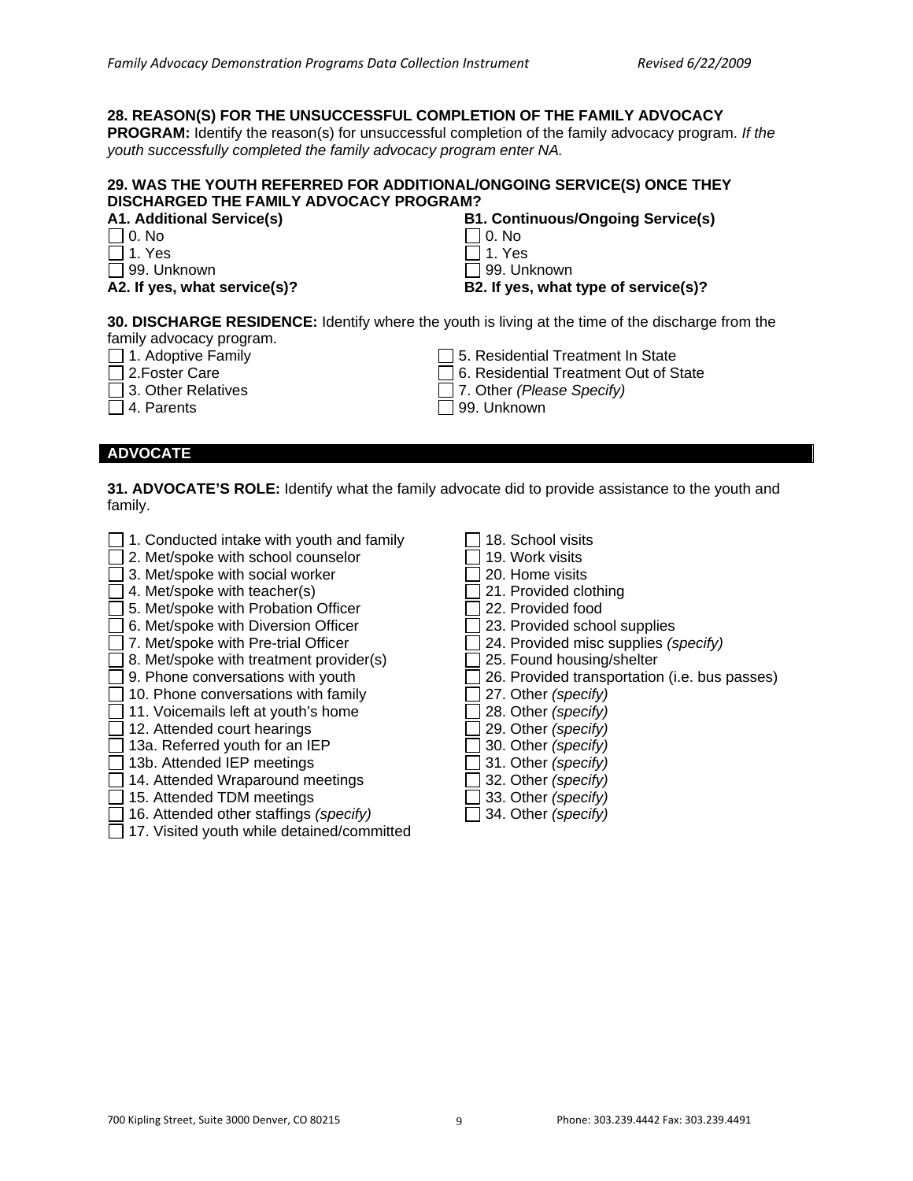**28. REASON(S) FOR THE UNSUCCESSFUL COMPLETION OF THE FAMILY ADVOCACY PROGRAM:** Identify the reason(s) for unsuccessful completion of the family advocacy program. *If the youth successfully completed the family advocacy program enter NA.*

**29. WAS THE YOUTH REFERRED FOR ADDITIONAL/ONGOING SERVICE(S) ONCE THEY DISCHARGED THE FAMILY ADVOCACY PROGRAM?**

**A1. Additional Service(s)**

- ☐ 0. No
- ☐ 1. Yes
- ☐ 99. Unknown

**A2. If yes, what service(s)?**

**B1. Continuous/Ongoing Service(s)**

- ☐ 0. No
- ☐ 1. Yes
- ☐ 99. Unknown

**B2. If yes, what type of service(s)?**

**30. DISCHARGE RESIDENCE:** Identify where the youth is living at the time of the discharge from the family advocacy program.

- ☐ 1. Adoptive Family
- ☐ 2.Foster Care
- ☐ 3. Other Relatives
- ☐ 4. Parents
- ☐ 5. Residential Treatment In State
- ☐ 6. Residential Treatment Out of State
- ☐ 7. Other *(Please Specify)*
- ☐ 99. Unknown

## ADVOCATE

**31. ADVOCATE'S ROLE:** Identify what the family advocate did to provide assistance to the youth and family.

- ☐ 1. Conducted intake with youth and family
- ☐ 2. Met/spoke with school counselor
- ☐ 3. Met/spoke with social worker
- ☐ 4. Met/spoke with teacher(s)
- ☐ 5. Met/spoke with Probation Officer
- ☐ 6. Met/spoke with Diversion Officer
- ☐ 7. Met/spoke with Pre-trial Officer
- ☐ 8. Met/spoke with treatment provider(s)
- ☐ 9. Phone conversations with youth
- ☐ 10. Phone conversations with family
- ☐ 11. Voicemails left at youth's home
- ☐ 12. Attended court hearings
- ☐ 13a. Referred youth for an IEP
- ☐ 13b. Attended IEP meetings
- ☐ 14. Attended Wraparound meetings
- ☐ 15. Attended TDM meetings
- ☐ 16. Attended other staffings *(specify)*
- ☐ 17. Visited youth while detained/committed
- ☐ 18. School visits
- ☐ 19. Work visits
- ☐ 20. Home visits
- ☐ 21. Provided clothing
- ☐ 22. Provided food
- ☐ 23. Provided school supplies
- ☐ 24. Provided misc supplies *(specify)*
- ☐ 25. Found housing/shelter
- ☐ 26. Provided transportation (i.e. bus passes)
- ☐ 27. Other *(specify)*
- ☐ 28. Other *(specify)*
- ☐ 29. Other *(specify)*
- ☐ 30. Other *(specify)*
- ☐ 31. Other *(specify)*
- ☐ 32. Other *(specify)*
- ☐ 33. Other *(specify)*
- ☐ 34. Other *(specify)*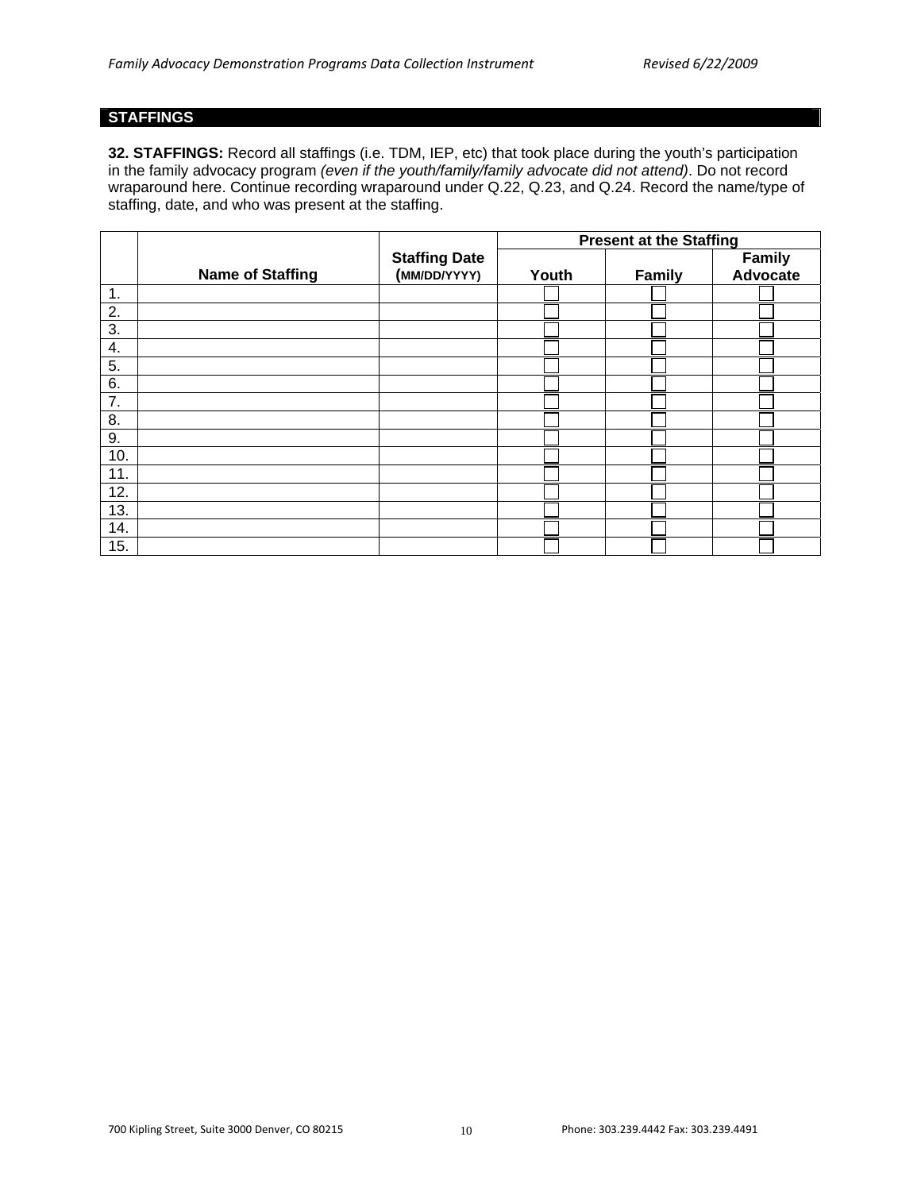## STAFFINGS

**32. STAFFINGS:** Record all staffings (i.e. TDM, IEP, etc) that took place during the youth's participation in the family advocacy program *(even if the youth/family/family advocate did not attend)*. Do not record wraparound here. Continue recording wraparound under Q.22, Q.23, and Q.24. Record the name/type of staffing, date, and who was present at the staffing.

| | | | Present at the Staffing | | |
|---|---|---|---|---|---|
| | **Name of Staffing** | **Staffing Date (MM/DD/YYYY)** | **Youth** | **Family** | **Family Advocate** |
| 1. | | | ☐ | ☐ | ☐ |
| 2. | | | ☐ | ☐ | ☐ |
| 3. | | | ☐ | ☐ | ☐ |
| 4. | | | ☐ | ☐ | ☐ |
| 5. | | | ☐ | ☐ | ☐ |
| 6. | | | ☐ | ☐ | ☐ |
| 7. | | | ☐ | ☐ | ☐ |
| 8. | | | ☐ | ☐ | ☐ |
| 9. | | | ☐ | ☐ | ☐ |
| 10. | | | ☐ | ☐ | ☐ |
| 11. | | | ☐ | ☐ | ☐ |
| 12. | | | ☐ | ☐ | ☐ |
| 13. | | | ☐ | ☐ | ☐ |
| 14. | | | ☐ | ☐ | ☐ |
| 15. | | | ☐ | ☐ | ☐ |